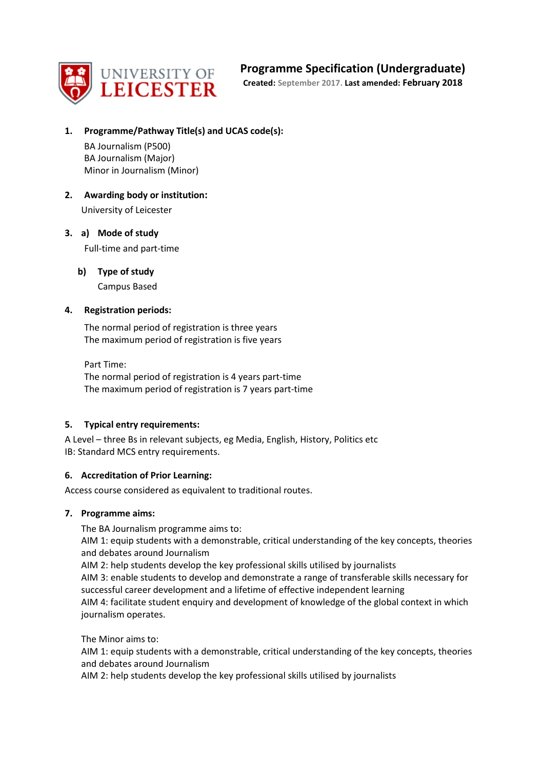# Programme Specification (Undergraduate)

**Created:** September 2017. **Last amended:** February 2018

**1. Programme/Pathway Title(s) and UCAS code(s):**

BA Journalism (P500)
BA Journalism (Major)
Minor in Journalism (Minor)

**2. Awarding body or institution:**

University of Leicester

**3. a) Mode of study**

Full-time and part-time

**b) Type of study**

Campus Based

**4. Registration periods:**

The normal period of registration is three years
The maximum period of registration is five years

Part Time:
The normal period of registration is 4 years part-time
The maximum period of registration is 7 years part-time

**5. Typical entry requirements:**

A Level – three Bs in relevant subjects, eg Media, English, History, Politics etc
IB: Standard MCS entry requirements.

**6. Accreditation of Prior Learning:**

Access course considered as equivalent to traditional routes.

**7. Programme aims:**

The BA Journalism programme aims to:
AIM 1: equip students with a demonstrable, critical understanding of the key concepts, theories and debates around Journalism
AIM 2: help students develop the key professional skills utilised by journalists
AIM 3: enable students to develop and demonstrate a range of transferable skills necessary for successful career development and a lifetime of effective independent learning
AIM 4: facilitate student enquiry and development of knowledge of the global context in which journalism operates.

The Minor aims to:
AIM 1: equip students with a demonstrable, critical understanding of the key concepts, theories and debates around Journalism
AIM 2: help students develop the key professional skills utilised by journalists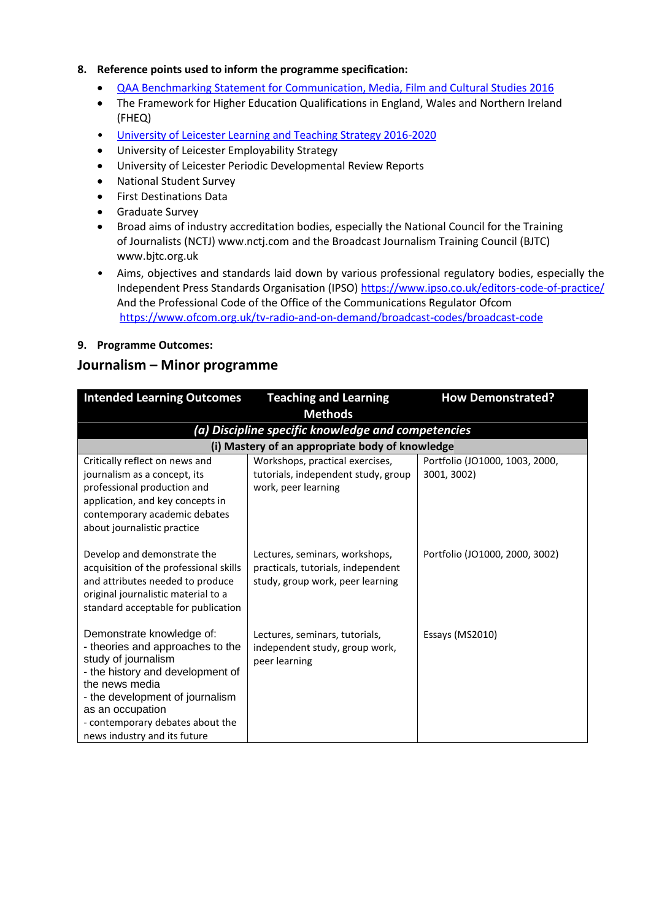**8. Reference points used to inform the programme specification:**

- [QAA Benchmarking Statement for Communication, Media, Film and Cultural Studies 2016]
- The Framework for Higher Education Qualifications in England, Wales and Northern Ireland (FHEQ)
- [University of Leicester Learning and Teaching Strategy 2016-2020]
- University of Leicester Employability Strategy
- University of Leicester Periodic Developmental Review Reports
- National Student Survey
- First Destinations Data
- Graduate Survey
- Broad aims of industry accreditation bodies, especially the National Council for the Training of Journalists (NCTJ) www.nctj.com and the Broadcast Journalism Training Council (BJTC) www.bjtc.org.uk
- Aims, objectives and standards laid down by various professional regulatory bodies, especially the Independent Press Standards Organisation (IPSO) https://www.ipso.co.uk/editors-code-of-practice/ And the Professional Code of the Office of the Communications Regulator Ofcom https://www.ofcom.org.uk/tv-radio-and-on-demand/broadcast-codes/broadcast-code

**9. Programme Outcomes:**

## Journalism – Minor programme

| Intended Learning Outcomes | Teaching and Learning Methods | How Demonstrated? |
|---|---|---|
| ***(a) Discipline specific knowledge and competencies*** | | |
| **(i) Mastery of an appropriate body of knowledge** | | |
| Critically reflect on news and journalism as a concept, its professional production and application, and key concepts in contemporary academic debates about journalistic practice | Workshops, practical exercises, tutorials, independent study, group work, peer learning | Portfolio (JO1000, 1003, 2000, 3001, 3002) |
| Develop and demonstrate the acquisition of the professional skills and attributes needed to produce original journalistic material to a standard acceptable for publication | Lectures, seminars, workshops, practicals, tutorials, independent study, group work, peer learning | Portfolio (JO1000, 2000, 3002) |
| Demonstrate knowledge of:<br>- theories and approaches to the study of journalism<br>- the history and development of the news media<br>- the development of journalism as an occupation<br>- contemporary debates about the news industry and its future | Lectures, seminars, tutorials, independent study, group work, peer learning | Essays (MS2010) |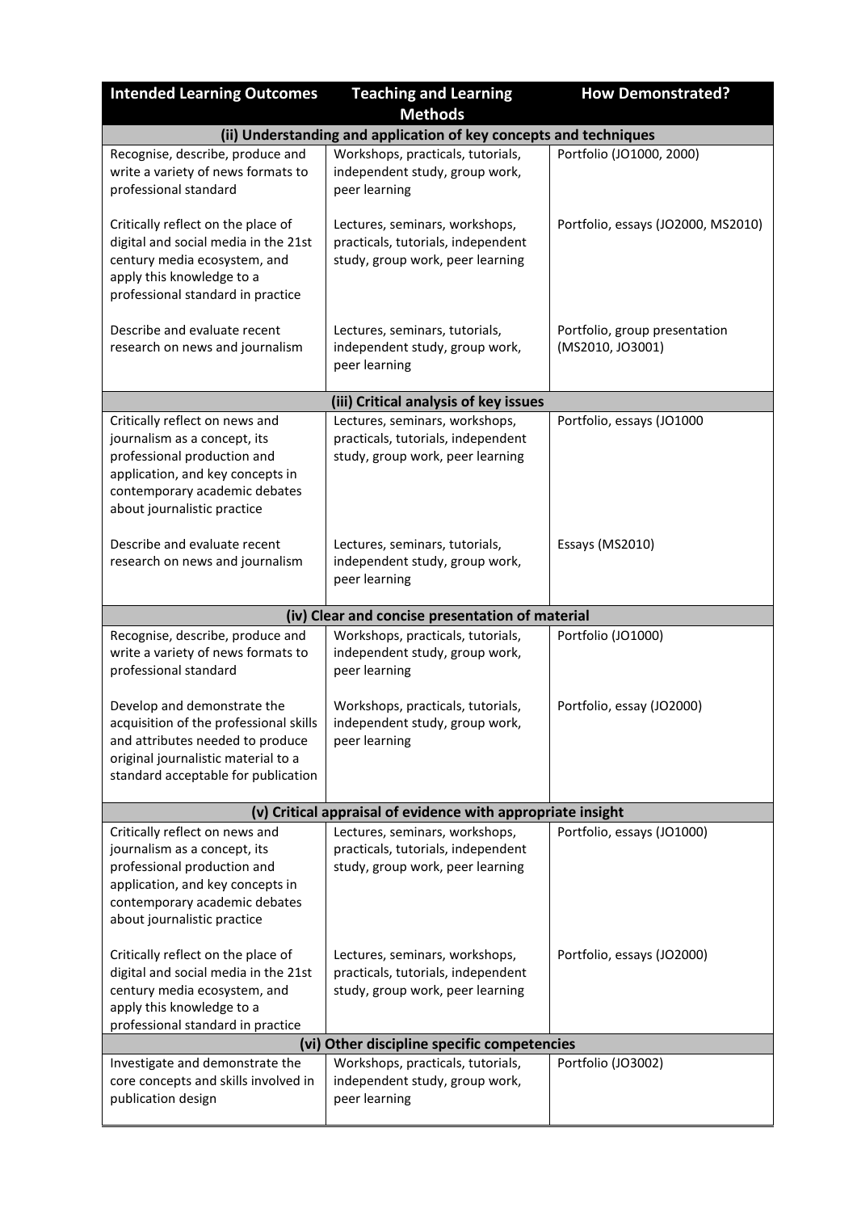| Intended Learning Outcomes | Teaching and Learning Methods | How Demonstrated? |
|---|---|---|
| **(ii) Understanding and application of key concepts and techniques** | | |
| Recognise, describe, produce and write a variety of news formats to professional standard | Workshops, practicals, tutorials, independent study, group work, peer learning | Portfolio (JO1000, 2000) |
| Critically reflect on the place of digital and social media in the 21st century media ecosystem, and apply this knowledge to a professional standard in practice | Lectures, seminars, workshops, practicals, tutorials, independent study, group work, peer learning | Portfolio, essays (JO2000, MS2010) |
| Describe and evaluate recent research on news and journalism | Lectures, seminars, tutorials, independent study, group work, peer learning | Portfolio, group presentation (MS2010, JO3001) |
| **(iii) Critical analysis of key issues** | | |
| Critically reflect on news and journalism as a concept, its professional production and application, and key concepts in contemporary academic debates about journalistic practice | Lectures, seminars, workshops, practicals, tutorials, independent study, group work, peer learning | Portfolio, essays (JO1000 |
| Describe and evaluate recent research on news and journalism | Lectures, seminars, tutorials, independent study, group work, peer learning | Essays (MS2010) |
| **(iv) Clear and concise presentation of material** | | |
| Recognise, describe, produce and write a variety of news formats to professional standard | Workshops, practicals, tutorials, independent study, group work, peer learning | Portfolio (JO1000) |
| Develop and demonstrate the acquisition of the professional skills and attributes needed to produce original journalistic material to a standard acceptable for publication | Workshops, practicals, tutorials, independent study, group work, peer learning | Portfolio, essay (JO2000) |
| **(v) Critical appraisal of evidence with appropriate insight** | | |
| Critically reflect on news and journalism as a concept, its professional production and application, and key concepts in contemporary academic debates about journalistic practice | Lectures, seminars, workshops, practicals, tutorials, independent study, group work, peer learning | Portfolio, essays (JO1000) |
| Critically reflect on the place of digital and social media in the 21st century media ecosystem, and apply this knowledge to a professional standard in practice | Lectures, seminars, workshops, practicals, tutorials, independent study, group work, peer learning | Portfolio, essays (JO2000) |
| **(vi) Other discipline specific competencies** | | |
| Investigate and demonstrate the core concepts and skills involved in publication design | Workshops, practicals, tutorials, independent study, group work, peer learning | Portfolio (JO3002) |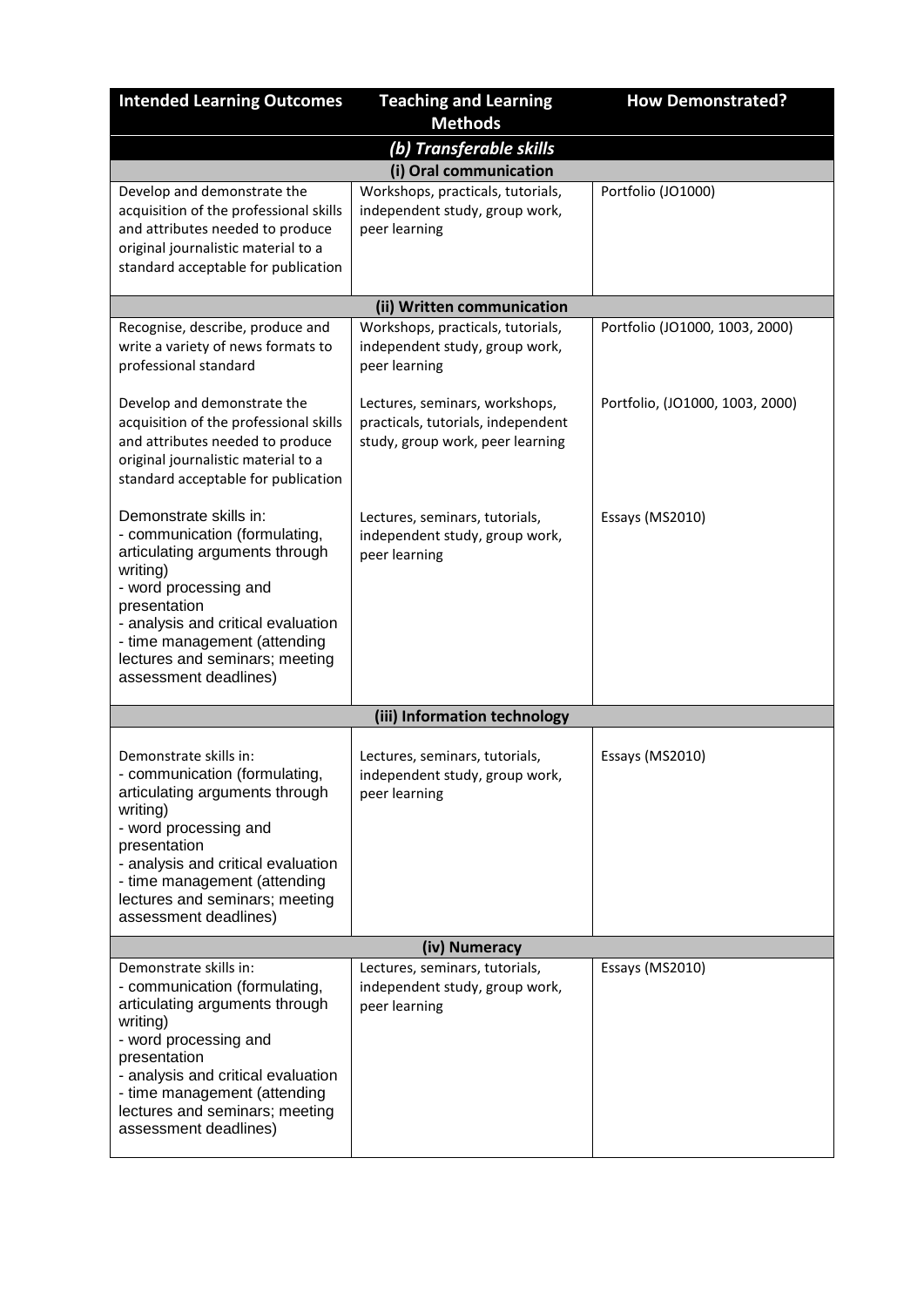| Intended Learning Outcomes | Teaching and Learning Methods | How Demonstrated? |
|---|---|---|
| ***(b) Transferable skills*** | | |
| **(i) Oral communication** | | |
| Develop and demonstrate the acquisition of the professional skills and attributes needed to produce original journalistic material to a standard acceptable for publication | Workshops, practicals, tutorials, independent study, group work, peer learning | Portfolio (JO1000) |
| **(ii) Written communication** | | |
| Recognise, describe, produce and write a variety of news formats to professional standard | Workshops, practicals, tutorials, independent study, group work, peer learning | Portfolio (JO1000, 1003, 2000) |
| Develop and demonstrate the acquisition of the professional skills and attributes needed to produce original journalistic material to a standard acceptable for publication | Lectures, seminars, workshops, practicals, tutorials, independent study, group work, peer learning | Portfolio, (JO1000, 1003, 2000) |
| Demonstrate skills in:<br>- communication (formulating, articulating arguments through writing)<br>- word processing and presentation<br>- analysis and critical evaluation<br>- time management (attending lectures and seminars; meeting assessment deadlines) | Lectures, seminars, tutorials, independent study, group work, peer learning | Essays (MS2010) |
| **(iii) Information technology** | | |
| Demonstrate skills in:<br>- communication (formulating, articulating arguments through writing)<br>- word processing and presentation<br>- analysis and critical evaluation<br>- time management (attending lectures and seminars; meeting assessment deadlines) | Lectures, seminars, tutorials, independent study, group work, peer learning | Essays (MS2010) |
| **(iv) Numeracy** | | |
| Demonstrate skills in:<br>- communication (formulating, articulating arguments through writing)<br>- word processing and presentation<br>- analysis and critical evaluation<br>- time management (attending lectures and seminars; meeting assessment deadlines) | Lectures, seminars, tutorials, independent study, group work, peer learning | Essays (MS2010) |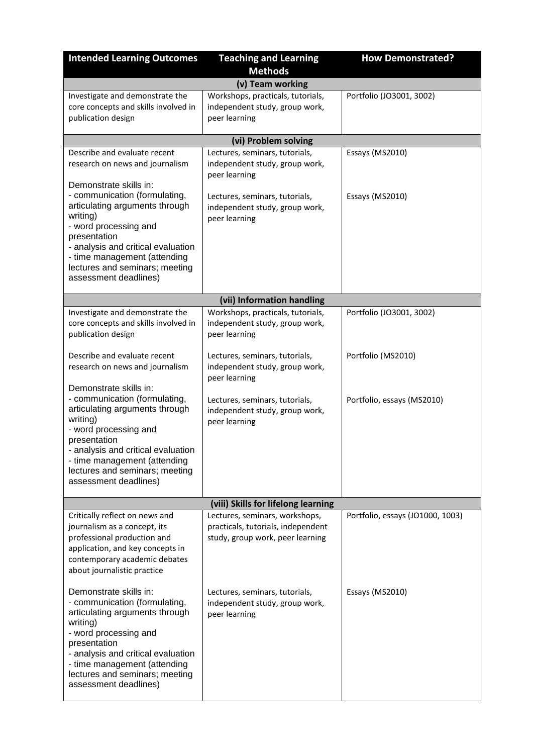| Intended Learning Outcomes | Teaching and Learning Methods | How Demonstrated? |
|---|---|---|
| **(v) Team working** | | |
| Investigate and demonstrate the core concepts and skills involved in publication design | Workshops, practicals, tutorials, independent study, group work, peer learning | Portfolio (JO3001, 3002) |
| **(vi) Problem solving** | | |
| Describe and evaluate recent research on news and journalism | Lectures, seminars, tutorials, independent study, group work, peer learning | Essays (MS2010) |
| Demonstrate skills in:<br>- communication (formulating, articulating arguments through writing)<br>- word processing and presentation<br>- analysis and critical evaluation<br>- time management (attending lectures and seminars; meeting assessment deadlines) | Lectures, seminars, tutorials, independent study, group work, peer learning | Essays (MS2010) |
| **(vii) Information handling** | | |
| Investigate and demonstrate the core concepts and skills involved in publication design | Workshops, practicals, tutorials, independent study, group work, peer learning | Portfolio (JO3001, 3002) |
| Describe and evaluate recent research on news and journalism | Lectures, seminars, tutorials, independent study, group work, peer learning | Portfolio (MS2010) |
| Demonstrate skills in:<br>- communication (formulating, articulating arguments through writing)<br>- word processing and presentation<br>- analysis and critical evaluation<br>- time management (attending lectures and seminars; meeting assessment deadlines) | Lectures, seminars, tutorials, independent study, group work, peer learning | Portfolio, essays (MS2010) |
| **(viii) Skills for lifelong learning** | | |
| Critically reflect on news and journalism as a concept, its professional production and application, and key concepts in contemporary academic debates about journalistic practice | Lectures, seminars, workshops, practicals, tutorials, independent study, group work, peer learning | Portfolio, essays (JO1000, 1003) |
| Demonstrate skills in:<br>- communication (formulating, articulating arguments through writing)<br>- word processing and presentation<br>- analysis and critical evaluation<br>- time management (attending lectures and seminars; meeting assessment deadlines) | Lectures, seminars, tutorials, independent study, group work, peer learning | Essays (MS2010) |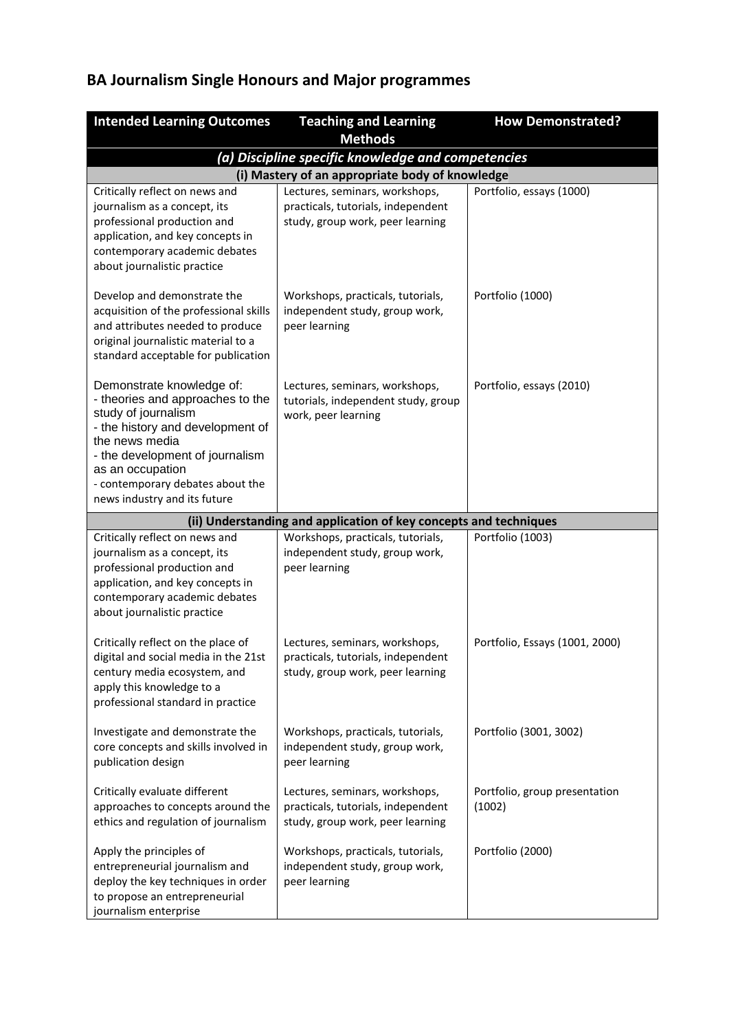# BA Journalism Single Honours and Major programmes

| Intended Learning Outcomes | Teaching and Learning Methods | How Demonstrated? |
|---|---|---|
| ***(a) Discipline specific knowledge and competencies*** | | |
| **(i) Mastery of an appropriate body of knowledge** | | |
| Critically reflect on news and journalism as a concept, its professional production and application, and key concepts in contemporary academic debates about journalistic practice | Lectures, seminars, workshops, practicals, tutorials, independent study, group work, peer learning | Portfolio, essays (1000) |
| Develop and demonstrate the acquisition of the professional skills and attributes needed to produce original journalistic material to a standard acceptable for publication | Workshops, practicals, tutorials, independent study, group work, peer learning | Portfolio (1000) |
| Demonstrate knowledge of:<br>- theories and approaches to the study of journalism<br>- the history and development of the news media<br>- the development of journalism as an occupation<br>- contemporary debates about the news industry and its future | Lectures, seminars, workshops, tutorials, independent study, group work, peer learning | Portfolio, essays (2010) |
| **(ii) Understanding and application of key concepts and techniques** | | |
| Critically reflect on news and journalism as a concept, its professional production and application, and key concepts in contemporary academic debates about journalistic practice | Workshops, practicals, tutorials, independent study, group work, peer learning | Portfolio (1003) |
| Critically reflect on the place of digital and social media in the 21st century media ecosystem, and apply this knowledge to a professional standard in practice | Lectures, seminars, workshops, practicals, tutorials, independent study, group work, peer learning | Portfolio, Essays (1001, 2000) |
| Investigate and demonstrate the core concepts and skills involved in publication design | Workshops, practicals, tutorials, independent study, group work, peer learning | Portfolio (3001, 3002) |
| Critically evaluate different approaches to concepts around the ethics and regulation of journalism | Lectures, seminars, workshops, practicals, tutorials, independent study, group work, peer learning | Portfolio, group presentation (1002) |
| Apply the principles of entrepreneurial journalism and deploy the key techniques in order to propose an entrepreneurial journalism enterprise | Workshops, practicals, tutorials, independent study, group work, peer learning | Portfolio (2000) |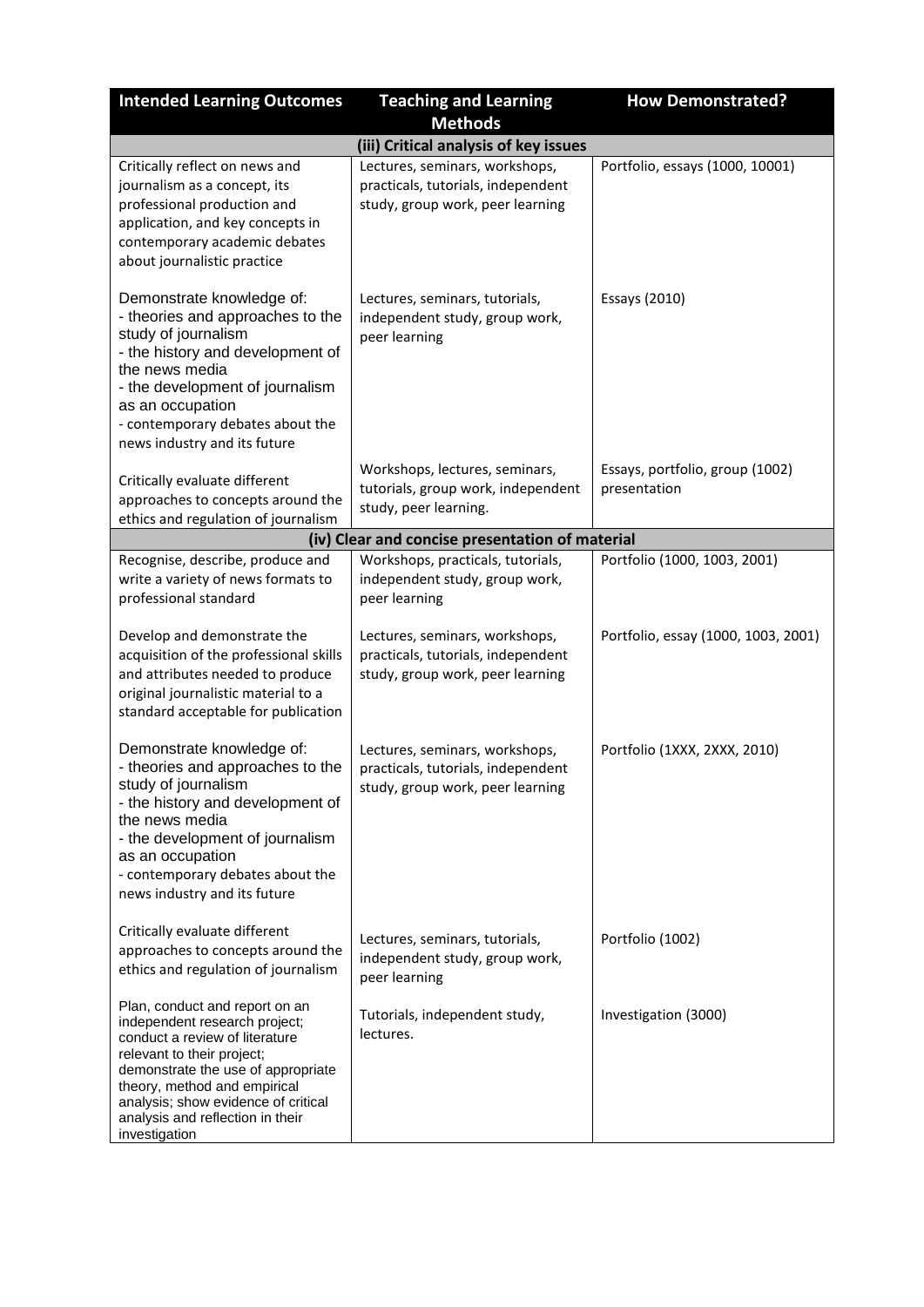| Intended Learning Outcomes | Teaching and Learning Methods | How Demonstrated? |
|---|---|---|
| **(iii) Critical analysis of key issues** | | |
| Critically reflect on news and journalism as a concept, its professional production and application, and key concepts in contemporary academic debates about journalistic practice | Lectures, seminars, workshops, practicals, tutorials, independent study, group work, peer learning | Portfolio, essays (1000, 10001) |
| Demonstrate knowledge of:<br>- theories and approaches to the study of journalism<br>- the history and development of the news media<br>- the development of journalism as an occupation<br>- contemporary debates about the news industry and its future | Lectures, seminars, tutorials, independent study, group work, peer learning | Essays (2010) |
| Critically evaluate different approaches to concepts around the ethics and regulation of journalism | Workshops, lectures, seminars, tutorials, group work, independent study, peer learning. | Essays, portfolio, group (1002) presentation |
| **(iv) Clear and concise presentation of material** | | |
| Recognise, describe, produce and write a variety of news formats to professional standard | Workshops, practicals, tutorials, independent study, group work, peer learning | Portfolio (1000, 1003, 2001) |
| Develop and demonstrate the acquisition of the professional skills and attributes needed to produce original journalistic material to a standard acceptable for publication | Lectures, seminars, workshops, practicals, tutorials, independent study, group work, peer learning | Portfolio, essay (1000, 1003, 2001) |
| Demonstrate knowledge of:<br>- theories and approaches to the study of journalism<br>- the history and development of the news media<br>- the development of journalism as an occupation<br>- contemporary debates about the news industry and its future | Lectures, seminars, workshops, practicals, tutorials, independent study, group work, peer learning | Portfolio (1XXX, 2XXX, 2010) |
| Critically evaluate different approaches to concepts around the ethics and regulation of journalism | Lectures, seminars, tutorials, independent study, group work, peer learning | Portfolio (1002) |
| Plan, conduct and report on an independent research project; conduct a review of literature relevant to their project; demonstrate the use of appropriate theory, method and empirical analysis; show evidence of critical analysis and reflection in their investigation | Tutorials, independent study, lectures. | Investigation (3000) |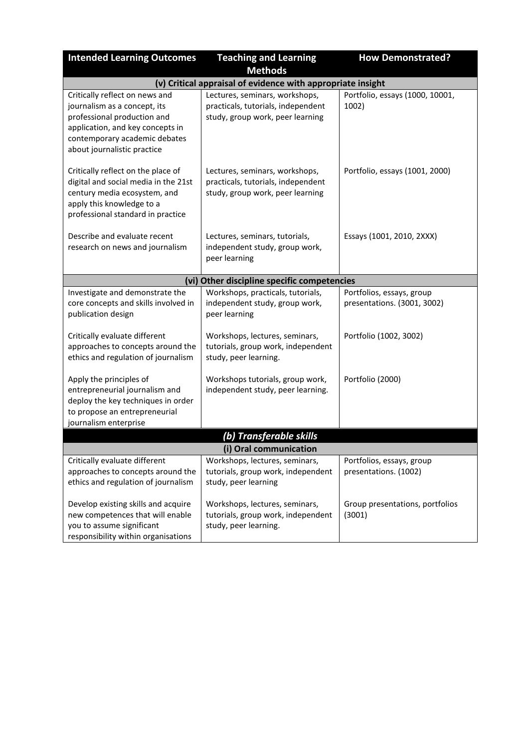| Intended Learning Outcomes | Teaching and Learning Methods | How Demonstrated? |
|---|---|---|
| **(v) Critical appraisal of evidence with appropriate insight** | | |
| Critically reflect on news and journalism as a concept, its professional production and application, and key concepts in contemporary academic debates about journalistic practice | Lectures, seminars, workshops, practicals, tutorials, independent study, group work, peer learning | Portfolio, essays (1000, 10001, 1002) |
| Critically reflect on the place of digital and social media in the 21st century media ecosystem, and apply this knowledge to a professional standard in practice | Lectures, seminars, workshops, practicals, tutorials, independent study, group work, peer learning | Portfolio, essays (1001, 2000) |
| Describe and evaluate recent research on news and journalism | Lectures, seminars, tutorials, independent study, group work, peer learning | Essays (1001, 2010, 2XXX) |
| **(vi) Other discipline specific competencies** | | |
| Investigate and demonstrate the core concepts and skills involved in publication design | Workshops, practicals, tutorials, independent study, group work, peer learning | Portfolios, essays, group presentations. (3001, 3002) |
| Critically evaluate different approaches to concepts around the ethics and regulation of journalism | Workshops, lectures, seminars, tutorials, group work, independent study, peer learning. | Portfolio (1002, 3002) |
| Apply the principles of entrepreneurial journalism and deploy the key techniques in order to propose an entrepreneurial journalism enterprise | Workshops tutorials, group work, independent study, peer learning. | Portfolio (2000) |
| ***(b) Transferable skills*** | | |
| **(i) Oral communication** | | |
| Critically evaluate different approaches to concepts around the ethics and regulation of journalism | Workshops, lectures, seminars, tutorials, group work, independent study, peer learning | Portfolios, essays, group presentations. (1002) |
| Develop existing skills and acquire new competences that will enable you to assume significant responsibility within organisations | Workshops, lectures, seminars, tutorials, group work, independent study, peer learning. | Group presentations, portfolios (3001) |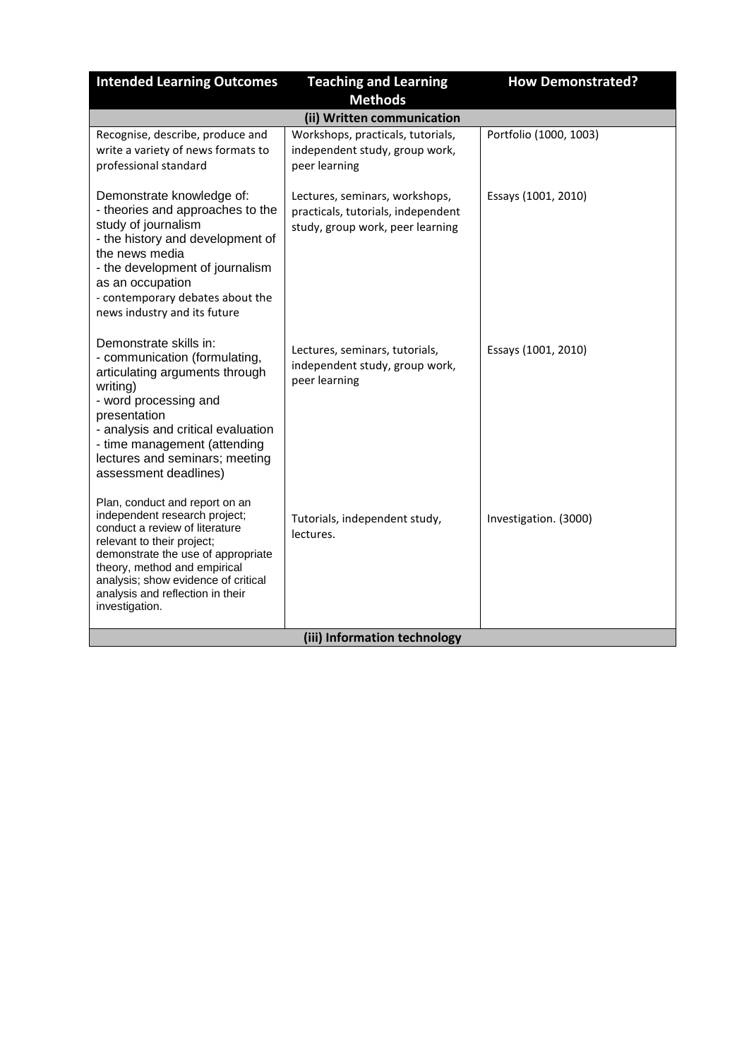| Intended Learning Outcomes | Teaching and Learning Methods | How Demonstrated? |
|---|---|---|
| **(ii) Written communication** | | |
| Recognise, describe, produce and write a variety of news formats to professional standard | Workshops, practicals, tutorials, independent study, group work, peer learning | Portfolio (1000, 1003) |
| Demonstrate knowledge of:<br>- theories and approaches to the study of journalism<br>- the history and development of the news media<br>- the development of journalism as an occupation<br>- contemporary debates about the news industry and its future | Lectures, seminars, workshops, practicals, tutorials, independent study, group work, peer learning | Essays (1001, 2010) |
| Demonstrate skills in:<br>- communication (formulating, articulating arguments through writing)<br>- word processing and presentation<br>- analysis and critical evaluation<br>- time management (attending lectures and seminars; meeting assessment deadlines) | Lectures, seminars, tutorials, independent study, group work, peer learning | Essays (1001, 2010) |
| Plan, conduct and report on an independent research project; conduct a review of literature relevant to their project; demonstrate the use of appropriate theory, method and empirical analysis; show evidence of critical analysis and reflection in their investigation. | Tutorials, independent study, lectures. | Investigation. (3000) |
| **(iii) Information technology** | | |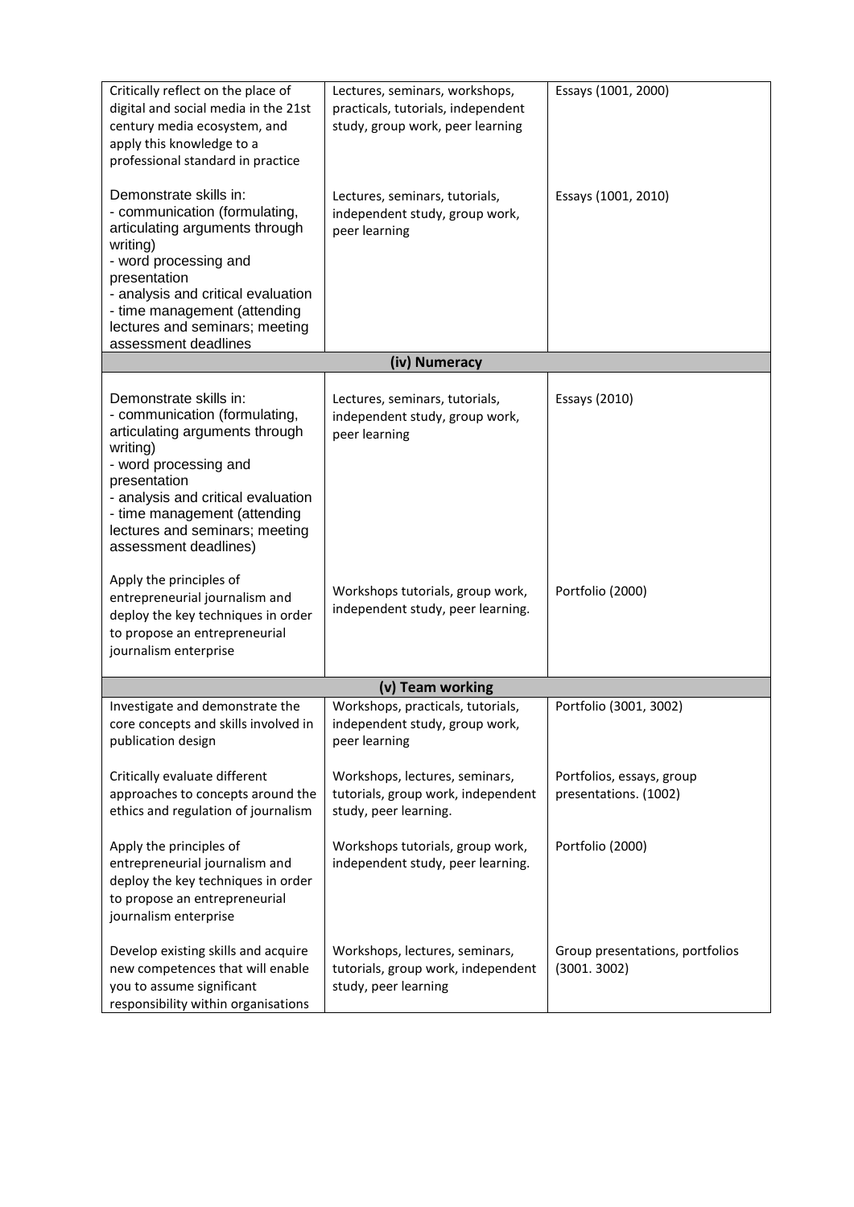| | | |
|---|---|---|
| Critically reflect on the place of digital and social media in the 21st century media ecosystem, and apply this knowledge to a professional standard in practice | Lectures, seminars, workshops, practicals, tutorials, independent study, group work, peer learning | Essays (1001, 2000) |
| Demonstrate skills in:<br>- communication (formulating, articulating arguments through writing)<br>- word processing and presentation<br>- analysis and critical evaluation<br>- time management (attending lectures and seminars; meeting assessment deadlines | Lectures, seminars, tutorials, independent study, group work, peer learning | Essays (1001, 2010) |
| **(iv) Numeracy** | | |
| Demonstrate skills in:<br>- communication (formulating, articulating arguments through writing)<br>- word processing and presentation<br>- analysis and critical evaluation<br>- time management (attending lectures and seminars; meeting assessment deadlines) | Lectures, seminars, tutorials, independent study, group work, peer learning | Essays (2010) |
| Apply the principles of entrepreneurial journalism and deploy the key techniques in order to propose an entrepreneurial journalism enterprise | Workshops tutorials, group work, independent study, peer learning. | Portfolio (2000) |
| **(v) Team working** | | |
| Investigate and demonstrate the core concepts and skills involved in publication design | Workshops, practicals, tutorials, independent study, group work, peer learning | Portfolio (3001, 3002) |
| Critically evaluate different approaches to concepts around the ethics and regulation of journalism | Workshops, lectures, seminars, tutorials, group work, independent study, peer learning. | Portfolios, essays, group presentations. (1002) |
| Apply the principles of entrepreneurial journalism and deploy the key techniques in order to propose an entrepreneurial journalism enterprise | Workshops tutorials, group work, independent study, peer learning. | Portfolio (2000) |
| Develop existing skills and acquire new competences that will enable you to assume significant responsibility within organisations | Workshops, lectures, seminars, tutorials, group work, independent study, peer learning | Group presentations, portfolios (3001. 3002) |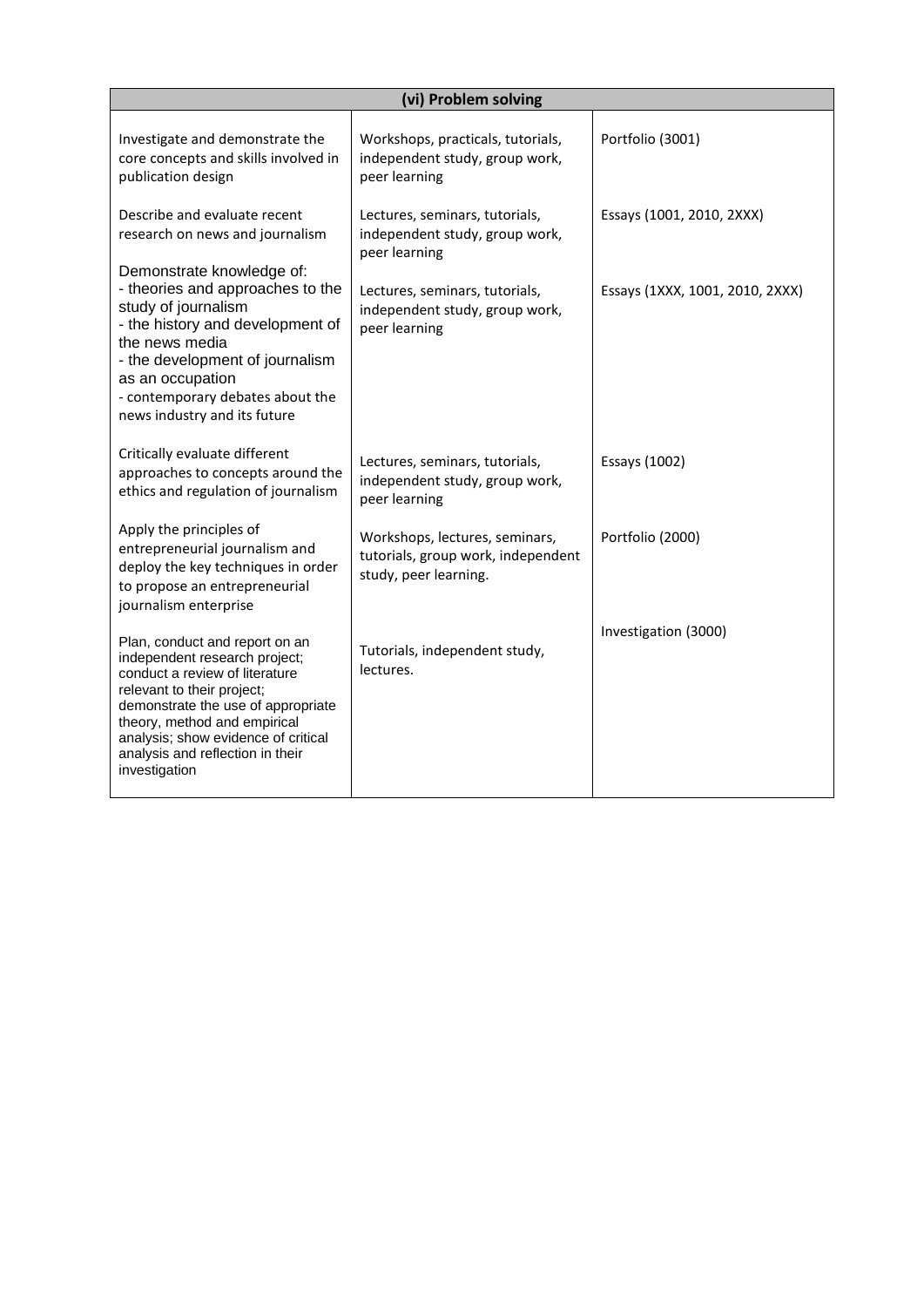| (vi) Problem solving | | |
|---|---|---|
| Investigate and demonstrate the core concepts and skills involved in publication design | Workshops, practicals, tutorials, independent study, group work, peer learning | Portfolio (3001) |
| Describe and evaluate recent research on news and journalism | Lectures, seminars, tutorials, independent study, group work, peer learning | Essays (1001, 2010, 2XXX) |
| Demonstrate knowledge of:<br>- theories and approaches to the study of journalism<br>- the history and development of the news media<br>- the development of journalism as an occupation<br>- contemporary debates about the news industry and its future | Lectures, seminars, tutorials, independent study, group work, peer learning | Essays (1XXX, 1001, 2010, 2XXX) |
| Critically evaluate different approaches to concepts around the ethics and regulation of journalism | Lectures, seminars, tutorials, independent study, group work, peer learning | Essays (1002) |
| Apply the principles of entrepreneurial journalism and deploy the key techniques in order to propose an entrepreneurial journalism enterprise | Workshops, lectures, seminars, tutorials, group work, independent study, peer learning. | Portfolio (2000) |
| Plan, conduct and report on an independent research project; conduct a review of literature relevant to their project; demonstrate the use of appropriate theory, method and empirical analysis; show evidence of critical analysis and reflection in their investigation | Tutorials, independent study, lectures. | Investigation (3000) |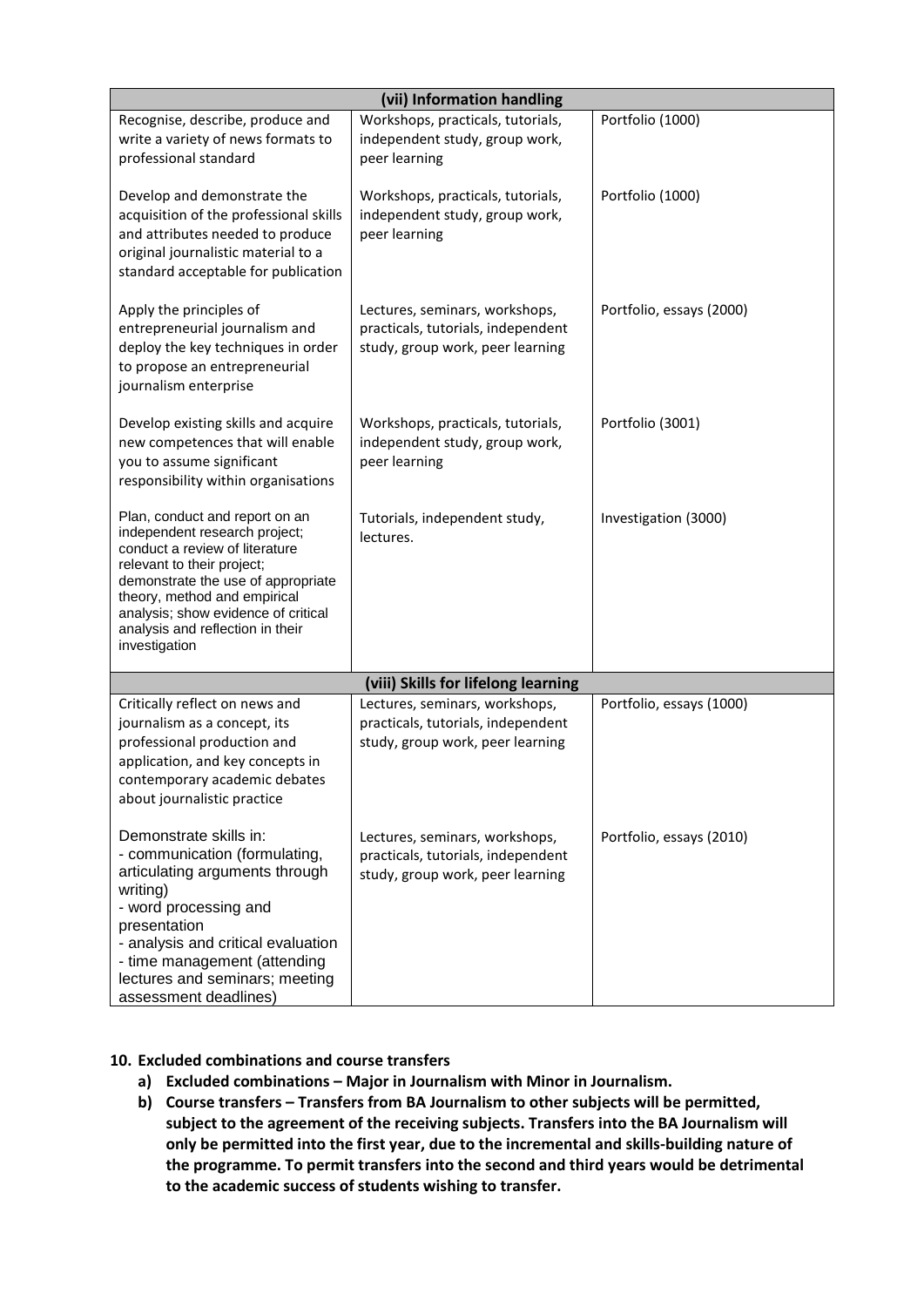| (vii) Information handling | | |
|---|---|---|
| Recognise, describe, produce and write a variety of news formats to professional standard | Workshops, practicals, tutorials, independent study, group work, peer learning | Portfolio (1000) |
| Develop and demonstrate the acquisition of the professional skills and attributes needed to produce original journalistic material to a standard acceptable for publication | Workshops, practicals, tutorials, independent study, group work, peer learning | Portfolio (1000) |
| Apply the principles of entrepreneurial journalism and deploy the key techniques in order to propose an entrepreneurial journalism enterprise | Lectures, seminars, workshops, practicals, tutorials, independent study, group work, peer learning | Portfolio, essays (2000) |
| Develop existing skills and acquire new competences that will enable you to assume significant responsibility within organisations | Workshops, practicals, tutorials, independent study, group work, peer learning | Portfolio (3001) |
| Plan, conduct and report on an independent research project; conduct a review of literature relevant to their project; demonstrate the use of appropriate theory, method and empirical analysis; show evidence of critical analysis and reflection in their investigation | Tutorials, independent study, lectures. | Investigation (3000) |
| **(viii) Skills for lifelong learning** | | |
| Critically reflect on news and journalism as a concept, its professional production and application, and key concepts in contemporary academic debates about journalistic practice | Lectures, seminars, workshops, practicals, tutorials, independent study, group work, peer learning | Portfolio, essays (1000) |
| Demonstrate skills in:<br>- communication (formulating, articulating arguments through writing)<br>- word processing and presentation<br>- analysis and critical evaluation<br>- time management (attending lectures and seminars; meeting assessment deadlines) | Lectures, seminars, workshops, practicals, tutorials, independent study, group work, peer learning | Portfolio, essays (2010) |

**10. Excluded combinations and course transfers**

a) **Excluded combinations – Major in Journalism with Minor in Journalism.**

b) **Course transfers – Transfers from BA Journalism to other subjects will be permitted, subject to the agreement of the receiving subjects. Transfers into the BA Journalism will only be permitted into the first year, due to the incremental and skills-building nature of the programme. To permit transfers into the second and third years would be detrimental to the academic success of students wishing to transfer.**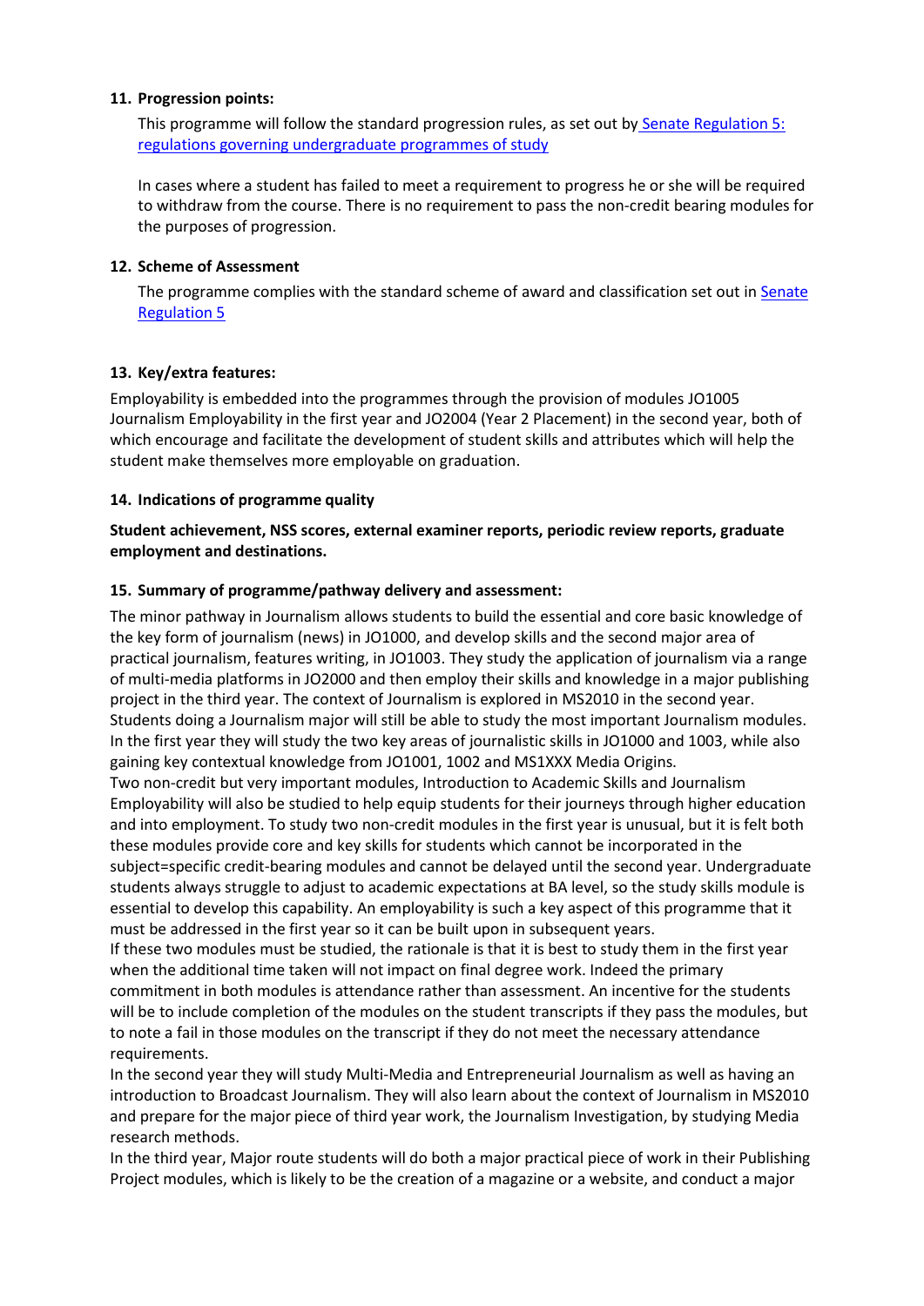### 11. Progression points:

This programme will follow the standard progression rules, as set out by [Senate Regulation 5: regulations governing undergraduate programmes of study]

In cases where a student has failed to meet a requirement to progress he or she will be required to withdraw from the course. There is no requirement to pass the non-credit bearing modules for the purposes of progression.

### 12. Scheme of Assessment

The programme complies with the standard scheme of award and classification set out in [Senate Regulation 5]

### 13. Key/extra features:

Employability is embedded into the programmes through the provision of modules JO1005 Journalism Employability in the first year and JO2004 (Year 2 Placement) in the second year, both of which encourage and facilitate the development of student skills and attributes which will help the student make themselves more employable on graduation.

### 14. Indications of programme quality

**Student achievement, NSS scores, external examiner reports, periodic review reports, graduate employment and destinations.**

### 15. Summary of programme/pathway delivery and assessment:

The minor pathway in Journalism allows students to build the essential and core basic knowledge of the key form of journalism (news) in JO1000, and develop skills and the second major area of practical journalism, features writing, in JO1003. They study the application of journalism via a range of multi-media platforms in JO2000 and then employ their skills and knowledge in a major publishing project in the third year. The context of Journalism is explored in MS2010 in the second year.
Students doing a Journalism major will still be able to study the most important Journalism modules. In the first year they will study the two key areas of journalistic skills in JO1000 and 1003, while also gaining key contextual knowledge from JO1001, 1002 and MS1XXX Media Origins.
Two non-credit but very important modules, Introduction to Academic Skills and Journalism Employability will also be studied to help equip students for their journeys through higher education and into employment. To study two non-credit modules in the first year is unusual, but it is felt both these modules provide core and key skills for students which cannot be incorporated in the subject=specific credit-bearing modules and cannot be delayed until the second year. Undergraduate students always struggle to adjust to academic expectations at BA level, so the study skills module is essential to develop this capability. An employability is such a key aspect of this programme that it must be addressed in the first year so it can be built upon in subsequent years.
If these two modules must be studied, the rationale is that it is best to study them in the first year when the additional time taken will not impact on final degree work. Indeed the primary commitment in both modules is attendance rather than assessment. An incentive for the students will be to include completion of the modules on the student transcripts if they pass the modules, but to note a fail in those modules on the transcript if they do not meet the necessary attendance requirements.
In the second year they will study Multi-Media and Entrepreneurial Journalism as well as having an introduction to Broadcast Journalism. They will also learn about the context of Journalism in MS2010 and prepare for the major piece of third year work, the Journalism Investigation, by studying Media research methods.
In the third year, Major route students will do both a major practical piece of work in their Publishing Project modules, which is likely to be the creation of a magazine or a website, and conduct a major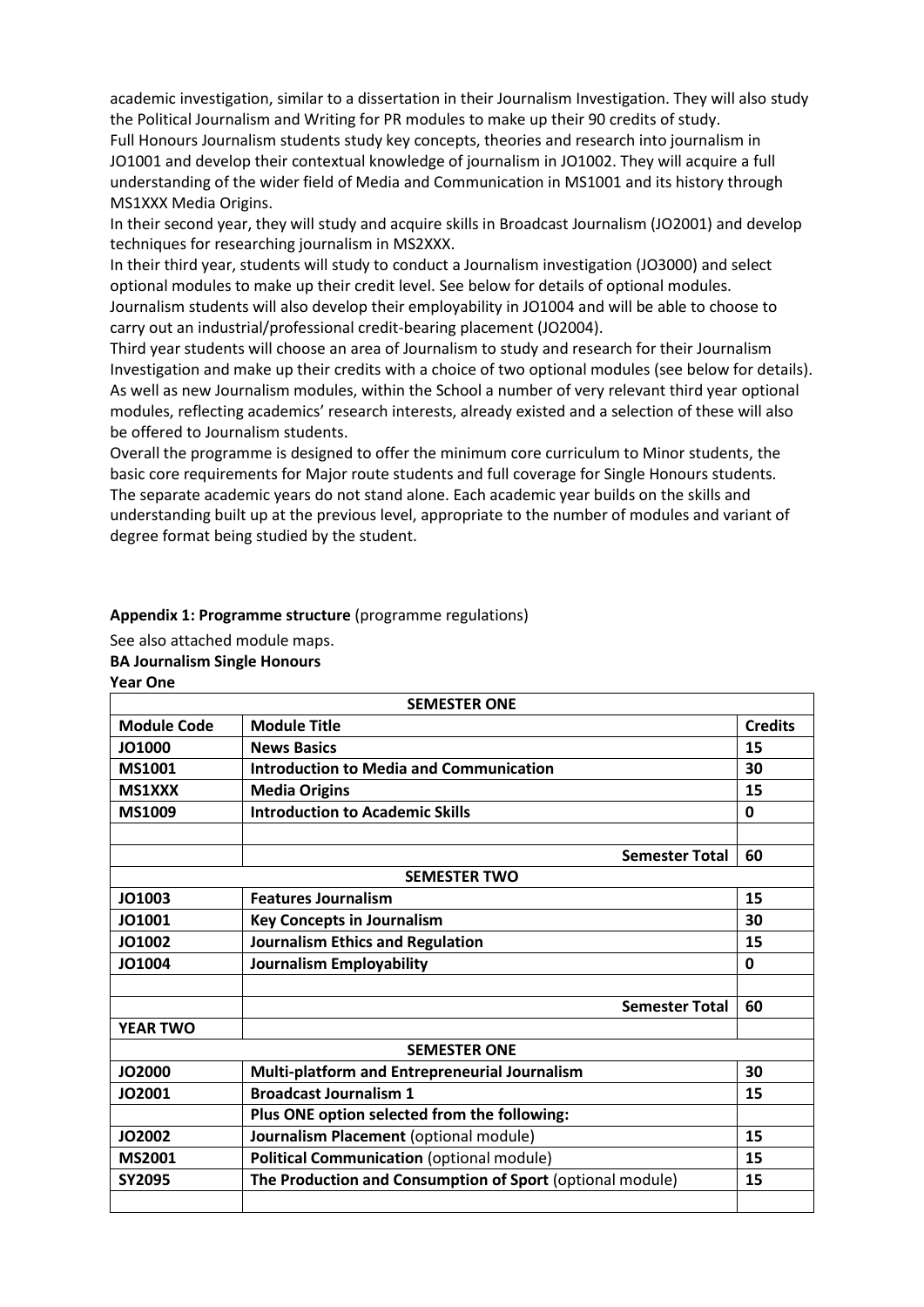academic investigation, similar to a dissertation in their Journalism Investigation. They will also study the Political Journalism and Writing for PR modules to make up their 90 credits of study.
Full Honours Journalism students study key concepts, theories and research into journalism in JO1001 and develop their contextual knowledge of journalism in JO1002. They will acquire a full understanding of the wider field of Media and Communication in MS1001 and its history through MS1XXX Media Origins.
In their second year, they will study and acquire skills in Broadcast Journalism (JO2001) and develop techniques for researching journalism in MS2XXX.
In their third year, students will study to conduct a Journalism investigation (JO3000) and select optional modules to make up their credit level. See below for details of optional modules.
Journalism students will also develop their employability in JO1004 and will be able to choose to carry out an industrial/professional credit-bearing placement (JO2004).
Third year students will choose an area of Journalism to study and research for their Journalism Investigation and make up their credits with a choice of two optional modules (see below for details). As well as new Journalism modules, within the School a number of very relevant third year optional modules, reflecting academics' research interests, already existed and a selection of these will also be offered to Journalism students.
Overall the programme is designed to offer the minimum core curriculum to Minor students, the basic core requirements for Major route students and full coverage for Single Honours students. The separate academic years do not stand alone. Each academic year builds on the skills and understanding built up at the previous level, appropriate to the number of modules and variant of degree format being studied by the student.

**Appendix 1: Programme structure** (programme regulations)

See also attached module maps.

**BA Journalism Single Honours**

**Year One**

| **SEMESTER ONE** | | |
|---|---|---|
| **Module Code** | **Module Title** | **Credits** |
| **JO1000** | **News Basics** | **15** |
| **MS1001** | **Introduction to Media and Communication** | **30** |
| **MS1XXX** | **Media Origins** | **15** |
| **MS1009** | **Introduction to Academic Skills** | **0** |
| | | |
| | **Semester Total** | **60** |
| **SEMESTER TWO** | | |
| **JO1003** | **Features Journalism** | **15** |
| **JO1001** | **Key Concepts in Journalism** | **30** |
| **JO1002** | **Journalism Ethics and Regulation** | **15** |
| **JO1004** | **Journalism Employability** | **0** |
| | | |
| | **Semester Total** | **60** |
| **YEAR TWO** | | |
| **SEMESTER ONE** | | |
| **JO2000** | **Multi-platform and Entrepreneurial Journalism** | **30** |
| **JO2001** | **Broadcast Journalism 1** | **15** |
| | **Plus ONE option selected from the following:** | |
| **JO2002** | **Journalism Placement** (optional module) | **15** |
| **MS2001** | **Political Communication** (optional module) | **15** |
| **SY2095** | **The Production and Consumption of Sport** (optional module) | **15** |
| | | |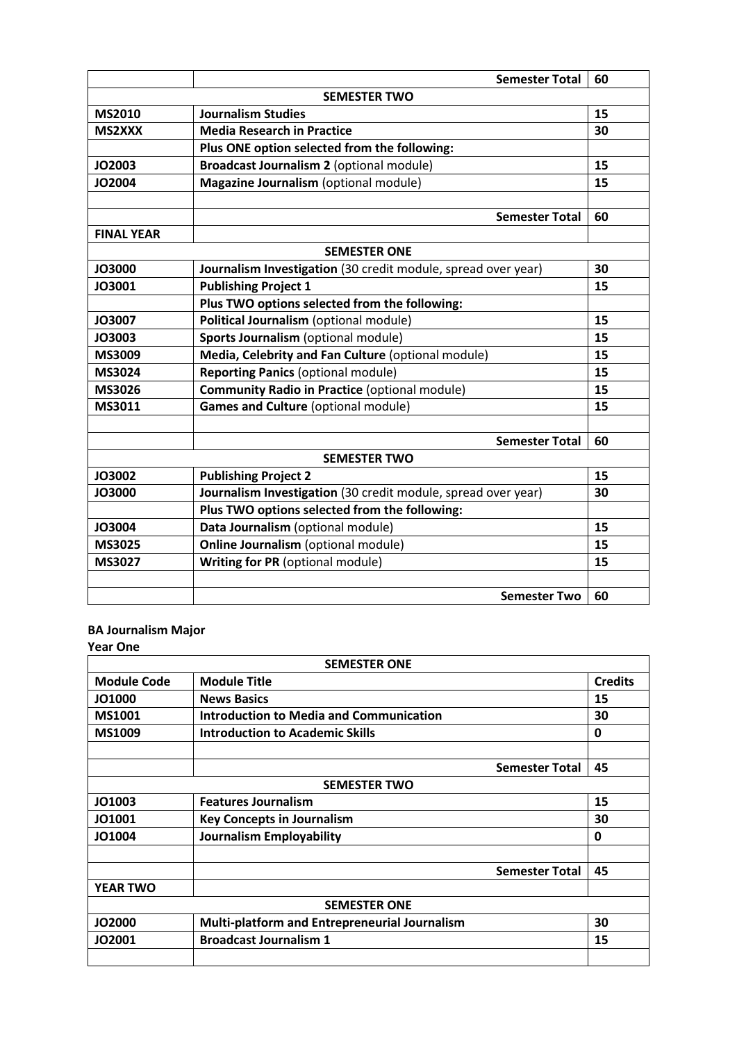| | | |
|---|---|---|
| | **Semester Total** | **60** |
| | **SEMESTER TWO** | |
| **MS2010** | **Journalism Studies** | **15** |
| **MS2XXX** | **Media Research in Practice** | **30** |
| | **Plus ONE option selected from the following:** | |
| **JO2003** | **Broadcast Journalism 2** (optional module) | **15** |
| **JO2004** | **Magazine Journalism** (optional module) | **15** |
| | | |
| | **Semester Total** | **60** |
| **FINAL YEAR** | | |
| | **SEMESTER ONE** | |
| **JO3000** | **Journalism Investigation** (30 credit module, spread over year) | **30** |
| **JO3001** | **Publishing Project 1** | **15** |
| | **Plus TWO options selected from the following:** | |
| **JO3007** | **Political Journalism** (optional module) | **15** |
| **JO3003** | **Sports Journalism** (optional module) | **15** |
| **MS3009** | **Media, Celebrity and Fan Culture** (optional module) | **15** |
| **MS3024** | **Reporting Panics** (optional module) | **15** |
| **MS3026** | **Community Radio in Practice** (optional module) | **15** |
| **MS3011** | **Games and Culture** (optional module) | **15** |
| | | |
| | **Semester Total** | **60** |
| | **SEMESTER TWO** | |
| **JO3002** | **Publishing Project 2** | **15** |
| **JO3000** | **Journalism Investigation** (30 credit module, spread over year) | **30** |
| | **Plus TWO options selected from the following:** | |
| **JO3004** | **Data Journalism** (optional module) | **15** |
| **MS3025** | **Online Journalism** (optional module) | **15** |
| **MS3027** | **Writing for PR** (optional module) | **15** |
| | | |
| | **Semester Two** | **60** |

**BA Journalism Major**

**Year One**

| | **SEMESTER ONE** | |
|---|---|---|
| **Module Code** | **Module Title** | **Credits** |
| **JO1000** | **News Basics** | **15** |
| **MS1001** | **Introduction to Media and Communication** | **30** |
| **MS1009** | **Introduction to Academic Skills** | **0** |
| | | |
| | **Semester Total** | **45** |
| | **SEMESTER TWO** | |
| **JO1003** | **Features Journalism** | **15** |
| **JO1001** | **Key Concepts in Journalism** | **30** |
| **JO1004** | **Journalism Employability** | **0** |
| | | |
| | **Semester Total** | **45** |
| **YEAR TWO** | | |
| | **SEMESTER ONE** | |
| **JO2000** | **Multi-platform and Entrepreneurial Journalism** | **30** |
| **JO2001** | **Broadcast Journalism 1** | **15** |
| | | |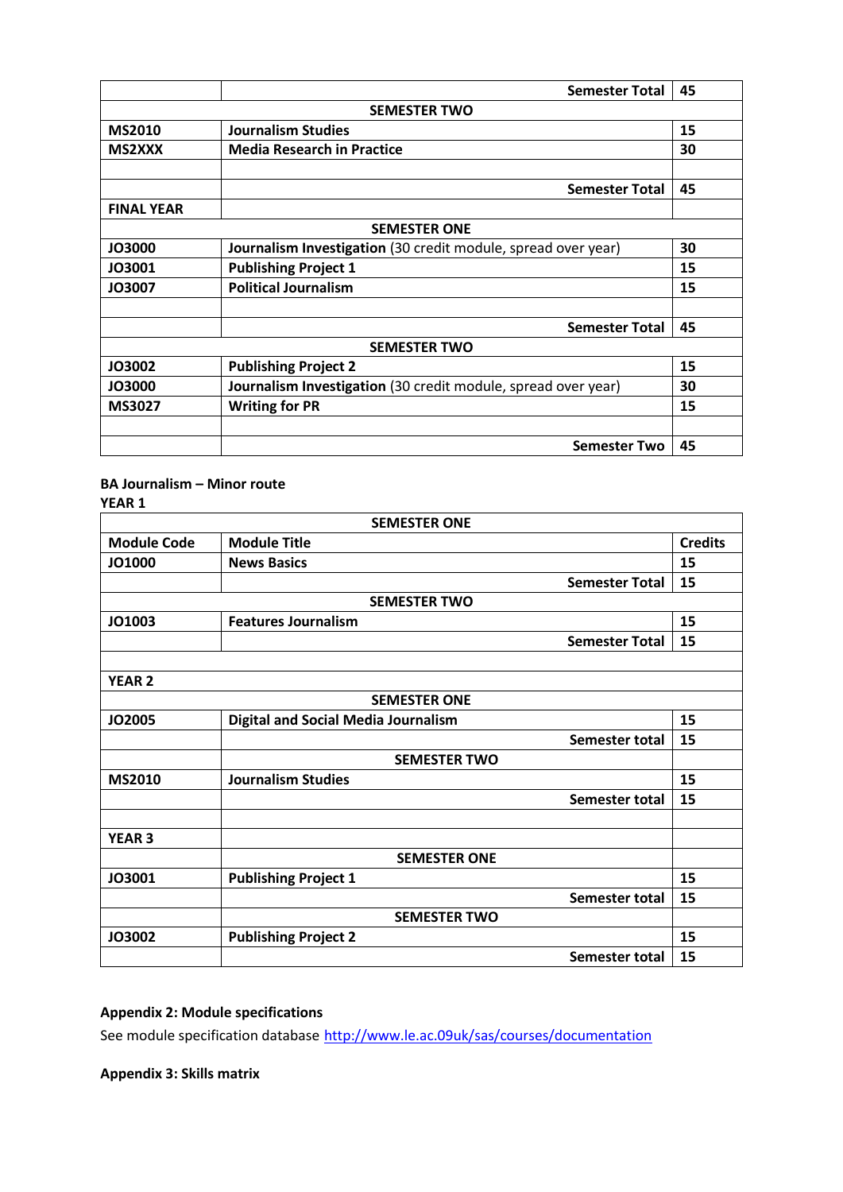| | | |
|---|---|---|
| | **Semester Total** | **45** |
| | **SEMESTER TWO** | |
| **MS2010** | **Journalism Studies** | **15** |
| **MS2XXX** | **Media Research in Practice** | **30** |
| | | |
| | **Semester Total** | **45** |
| **FINAL YEAR** | | |
| | **SEMESTER ONE** | |
| **JO3000** | **Journalism Investigation** (30 credit module, spread over year) | **30** |
| **JO3001** | **Publishing Project 1** | **15** |
| **JO3007** | **Political Journalism** | **15** |
| | | |
| | **Semester Total** | **45** |
| | **SEMESTER TWO** | |
| **JO3002** | **Publishing Project 2** | **15** |
| **JO3000** | **Journalism Investigation** (30 credit module, spread over year) | **30** |
| **MS3027** | **Writing for PR** | **15** |
| | | |
| | **Semester Two** | **45** |

**BA Journalism – Minor route**

**YEAR 1**

| | | |
|---|---|---|
| | **SEMESTER ONE** | |
| **Module Code** | **Module Title** | **Credits** |
| **JO1000** | **News Basics** | **15** |
| | **Semester Total** | **15** |
| | **SEMESTER TWO** | |
| **JO1003** | **Features Journalism** | **15** |
| | **Semester Total** | **15** |
| | | |
| **YEAR 2** | | |
| | **SEMESTER ONE** | |
| **JO2005** | **Digital and Social Media Journalism** | **15** |
| | **Semester total** | **15** |
| | **SEMESTER TWO** | |
| **MS2010** | **Journalism Studies** | **15** |
| | **Semester total** | **15** |
| | | |
| **YEAR 3** | | |
| | **SEMESTER ONE** | |
| **JO3001** | **Publishing Project 1** | **15** |
| | **Semester total** | **15** |
| | **SEMESTER TWO** | |
| **JO3002** | **Publishing Project 2** | **15** |
| | **Semester total** | **15** |

**Appendix 2: Module specifications**

See module specification database http://www.le.ac.09uk/sas/courses/documentation

**Appendix 3: Skills matrix**